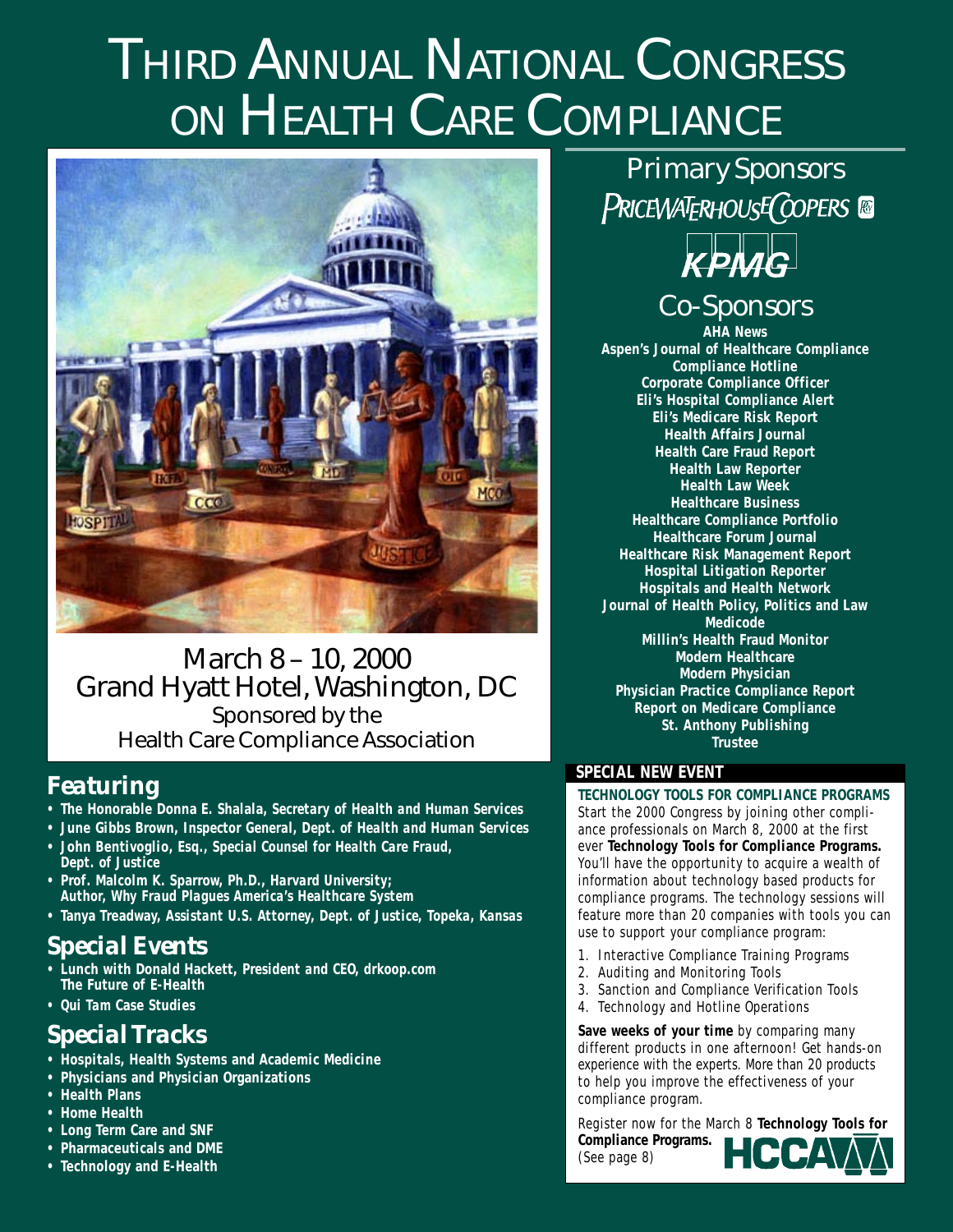# THIRD ANNUAL NATIONAL CONGRESS ON HEALTH CARE COMPLIANCE

March 8 – 10, 2000
Grand Hyatt Hotel, Washington, DC
Sponsored by the
Health Care Compliance Association

## Featuring

- **The Honorable Donna E. Shalala, *Secretary of Health and Human Services***
- **June Gibbs Brown, *Inspector General, Dept. of Health and Human Services***
- **John Bentivoglio, Esq., *Special Counsel for Health Care Fraud, Dept. of Justice***
- **Prof. Malcolm K. Sparrow, Ph.D., *Harvard University; Author, Why Fraud Plagues America's Healthcare System***
- **Tanya Treadway, *Assistant U.S. Attorney, Dept. of Justice, Topeka, Kansas***

## Special Events

- **Lunch with Donald Hackett, *President and CEO, drkoop.com* The Future of E-Health**
- **Qui Tam Case Studies**

## Special Tracks

- **Hospitals, Health Systems and Academic Medicine**
- **Physicians and Physician Organizations**
- **Health Plans**
- **Home Health**
- **Long Term Care and SNF**
- **Pharmaceuticals and DME**
- **Technology and E-Health**

## Primary Sponsors

PRICEWATERHOUSECOOPERS

KPMG

## Co-Sponsors

**AHA News**
**Aspen's Journal of Healthcare Compliance**
**Compliance Hotline**
**Corporate Compliance Officer**
**Eli's Hospital Compliance Alert**
**Eli's Medicare Risk Report**
**Health Affairs Journal**
**Health Care Fraud Report**
**Health Law Reporter**
**Health Law Week**
**Healthcare Business**
**Healthcare Compliance Portfolio**
**Healthcare Forum Journal**
**Healthcare Risk Management Report**
**Hospital Litigation Reporter**
**Hospitals and Health Network**
**Journal of Health Policy, Politics and Law**
**Medicode**
**Millin's Health Fraud Monitor**
**Modern Healthcare**
**Modern Physician**
**Physician Practice Compliance Report**
**Report on Medicare Compliance**
**St. Anthony Publishing**
**Trustee**

### SPECIAL NEW EVENT

**TECHNOLOGY TOOLS FOR COMPLIANCE PROGRAMS**

Start the 2000 Congress by joining other compliance professionals on March 8, 2000 at the first ever **Technology Tools for Compliance Programs.** You'll have the opportunity to acquire a wealth of information about technology based products for compliance programs. The technology sessions will feature more than 20 companies with tools you can use to support your compliance program:

1. Interactive Compliance Training Programs
2. Auditing and Monitoring Tools
3. Sanction and Compliance Verification Tools
4. Technology and Hotline Operations

**Save weeks of your time** by comparing many different products in one afternoon! Get hands-on experience with the experts. More than 20 products to help you improve the effectiveness of your compliance program.

Register now for the March 8 **Technology Tools for Compliance Programs.** (See page 8)

HCCA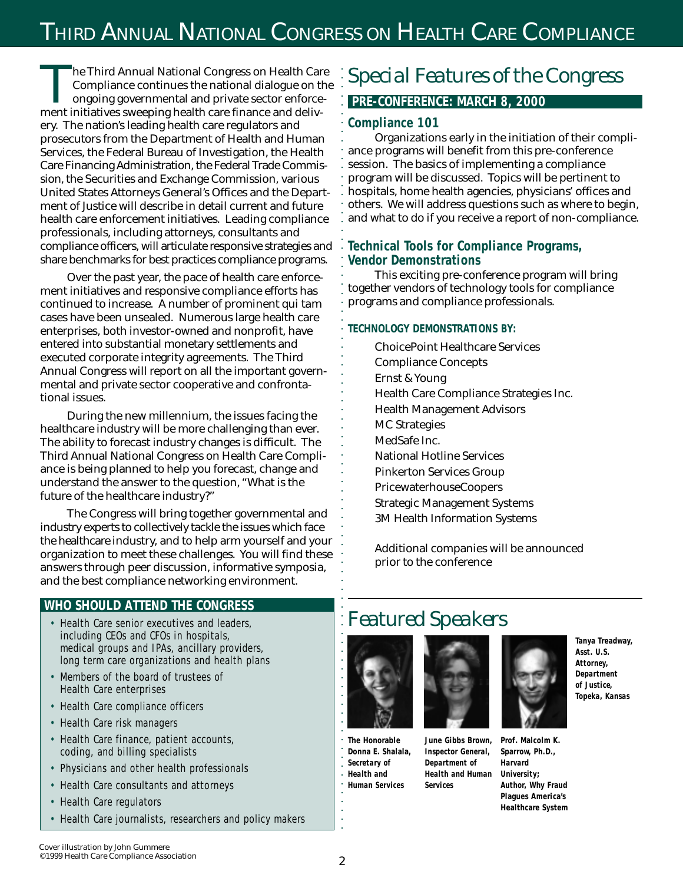# Third Annual National Congress on Health Care Compliance

The Third Annual National Congress on Health Care Compliance continues the national dialogue on the ongoing governmental and private sector enforcement initiatives sweeping health care finance and delivery. The nation's leading health care regulators and prosecutors from the Department of Health and Human Services, the Federal Bureau of Investigation, the Health Care Financing Administration, the Federal Trade Commission, the Securities and Exchange Commission, various United States Attorneys General's Offices and the Department of Justice will describe in detail current and future health care enforcement initiatives. Leading compliance professionals, including attorneys, consultants and compliance officers, will articulate responsive strategies and share benchmarks for best practices compliance programs.

Over the past year, the pace of health care enforcement initiatives and responsive compliance efforts has continued to increase. A number of prominent qui tam cases have been unsealed. Numerous large health care enterprises, both investor-owned and nonprofit, have entered into substantial monetary settlements and executed corporate integrity agreements. The Third Annual Congress will report on all the important governmental and private sector cooperative and confrontational issues.

During the new millennium, the issues facing the healthcare industry will be more challenging than ever. The ability to forecast industry changes is difficult. The Third Annual National Congress on Health Care Compliance is being planned to help you forecast, change and understand the answer to the question, "What is the future of the healthcare industry?"

The Congress will bring together governmental and industry experts to collectively tackle the issues which face the healthcare industry, and to help arm yourself and your organization to meet these challenges. You will find these answers through peer discussion, informative symposia, and the best compliance networking environment.

### WHO SHOULD ATTEND THE CONGRESS

- Health Care senior executives and leaders, including CEOs and CFOs in hospitals, medical groups and IPAs, ancillary providers, long term care organizations and health plans
- Members of the board of trustees of Health Care enterprises
- Health Care compliance officers
- Health Care risk managers
- Health Care finance, patient accounts, coding, and billing specialists
- Physicians and other health professionals
- Health Care consultants and attorneys
- Health Care regulators
- Health Care journalists, researchers and policy makers

## *Special Features of the Congress*

### PRE-CONFERENCE: MARCH 8, 2000

#### Compliance 101

Organizations early in the initiation of their compliance programs will benefit from this pre-conference session. The basics of implementing a compliance program will be discussed. Topics will be pertinent to hospitals, home health agencies, physicians' offices and others. We will address questions such as where to begin, and what to do if you receive a report of non-compliance.

#### Technical Tools for Compliance Programs, Vendor Demonstrations

This exciting pre-conference program will bring together vendors of technology tools for compliance programs and compliance professionals.

**TECHNOLOGY DEMONSTRATIONS BY:**

ChoicePoint Healthcare Services
Compliance Concepts
Ernst & Young
Health Care Compliance Strategies Inc.
Health Management Advisors
MC Strategies
MedSafe Inc.
National Hotline Services
Pinkerton Services Group
PricewaterhouseCoopers
Strategic Management Systems
3M Health Information Systems

Additional companies will be announced prior to the conference

## *Featured Speakers*

**The Honorable Donna E. Shalala, Secretary of Health and Human Services**

**June Gibbs Brown, Inspector General, Department of Health and Human Services**

**Prof. Malcolm K. Sparrow, Ph.D., Harvard University; Author, *Why Fraud Plagues America's Healthcare System***

**Tanya Treadway, Asst. U.S. Attorney, Department of Justice, Topeka, Kansas**

Cover illustration by John Gummere
©1999 Health Care Compliance Association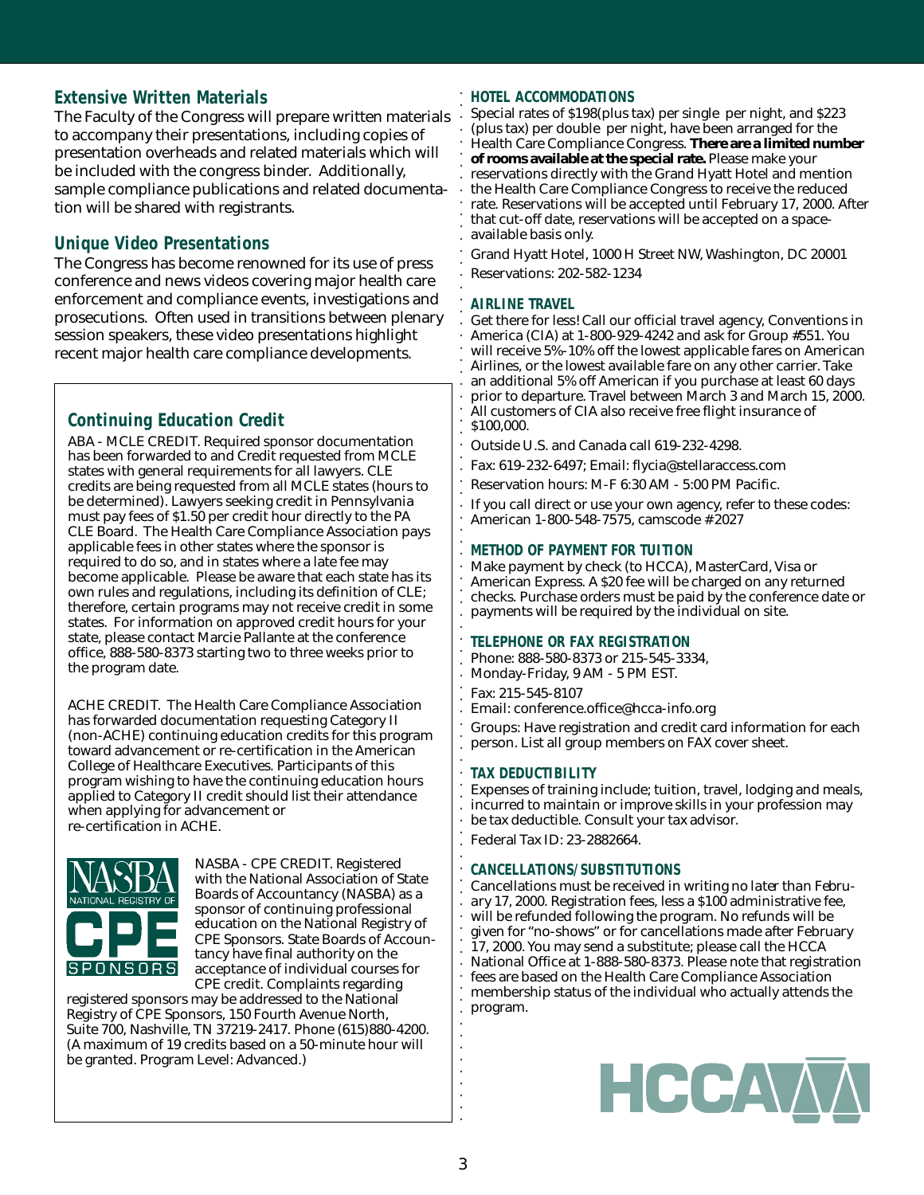## Extensive Written Materials

The Faculty of the Congress will prepare written materials to accompany their presentations, including copies of presentation overheads and related materials which will be included with the congress binder. Additionally, sample compliance publications and related documentation will be shared with registrants.

## Unique Video Presentations

The Congress has become renowned for its use of press conference and news videos covering major health care enforcement and compliance events, investigations and prosecutions. Often used in transitions between plenary session speakers, these video presentations highlight recent major health care compliance developments.

## Continuing Education Credit

ABA - MCLE CREDIT. Required sponsor documentation has been forwarded to and Credit requested from MCLE states with general requirements for all lawyers. CLE credits are being requested from all MCLE states (hours to be determined). Lawyers seeking credit in Pennsylvania must pay fees of $1.50 per credit hour directly to the PA CLE Board. The Health Care Compliance Association pays applicable fees in other states where the sponsor is required to do so, and in states where a late fee may become applicable. Please be aware that each state has its own rules and regulations, including its definition of CLE; therefore, certain programs may not receive credit in some states. For information on approved credit hours for your state, please contact Marcie Pallante at the conference office, 888-580-8373 starting two to three weeks prior to the program date.

ACHE CREDIT. The Health Care Compliance Association has forwarded documentation requesting Category II (non-ACHE) continuing education credits for this program toward advancement or re-certification in the American College of Healthcare Executives. Participants of this program wishing to have the continuing education hours applied to Category II credit should list their attendance when applying for advancement or re-certification in ACHE.

NASBA - CPE CREDIT. Registered with the National Association of State Boards of Accountancy (NASBA) as a sponsor of continuing professional education on the National Registry of CPE Sponsors. State Boards of Accountancy have final authority on the acceptance of individual courses for CPE credit. Complaints regarding registered sponsors may be addressed to the National Registry of CPE Sponsors, 150 Fourth Avenue North, Suite 700, Nashville, TN 37219-2417. Phone (615)880-4200. (A maximum of 19 credits based on a 50-minute hour will be granted. Program Level: Advanced.)

## HOTEL ACCOMMODATIONS

Special rates of $198(plus tax) per single per night, and $223 (plus tax) per double per night, have been arranged for the Health Care Compliance Congress. **There are a limited number of rooms available at the special rate.** Please make your reservations directly with the Grand Hyatt Hotel and mention the Health Care Compliance Congress to receive the reduced rate. Reservations will be accepted until February 17, 2000. After that cut-off date, reservations will be accepted on a space-available basis only.

Grand Hyatt Hotel, 1000 H Street NW, Washington, DC 20001

Reservations: 202-582-1234

## AIRLINE TRAVEL

Get there for less! Call our official travel agency, Conventions in America (CIA) at 1-800-929-4242 and ask for Group #551. You will receive 5%-10% off the lowest applicable fares on American Airlines, or the lowest available fare on any other carrier. Take an additional 5% off American if you purchase at least 60 days prior to departure. Travel between March 3 and March 15, 2000. All customers of CIA also receive free flight insurance of $100,000.

Outside U.S. and Canada call 619-232-4298.

Fax: 619-232-6497; Email: flycia@stellaraccess.com

Reservation hours: M-F 6:30 AM - 5:00 PM Pacific.

If you call direct or use your own agency, refer to these codes: American 1-800-548-7575, camscode #2027

## METHOD OF PAYMENT FOR TUITION

Make payment by check (to HCCA), MasterCard, Visa or American Express. A $20 fee will be charged on any returned checks. Purchase orders must be paid by the conference date or payments will be required by the individual on site.

## TELEPHONE OR FAX REGISTRATION

Phone: 888-580-8373 or 215-545-3334, Monday-Friday, 9 AM - 5 PM EST.

Fax: 215-545-8107

Email: conference.office@hcca-info.org

Groups: Have registration and credit card information for each person. List all group members on FAX cover sheet.

## TAX DEDUCTIBILITY

Expenses of training include; tuition, travel, lodging and meals, incurred to maintain or improve skills in your profession may be tax deductible. Consult your tax advisor.

Federal Tax ID: 23-2882664.

## CANCELLATIONS/SUBSTITUTIONS

Cancellations must be received in writing *no later than February 17, 2000*. Registration fees, less a $100 administrative fee, will be refunded following the program. No refunds will be given for "no-shows" or for cancellations made after February 17, 2000. You may send a substitute; please call the HCCA National Office at 1-888-580-8373. Please note that registration fees are based on the Health Care Compliance Association membership status of the individual who actually attends the program.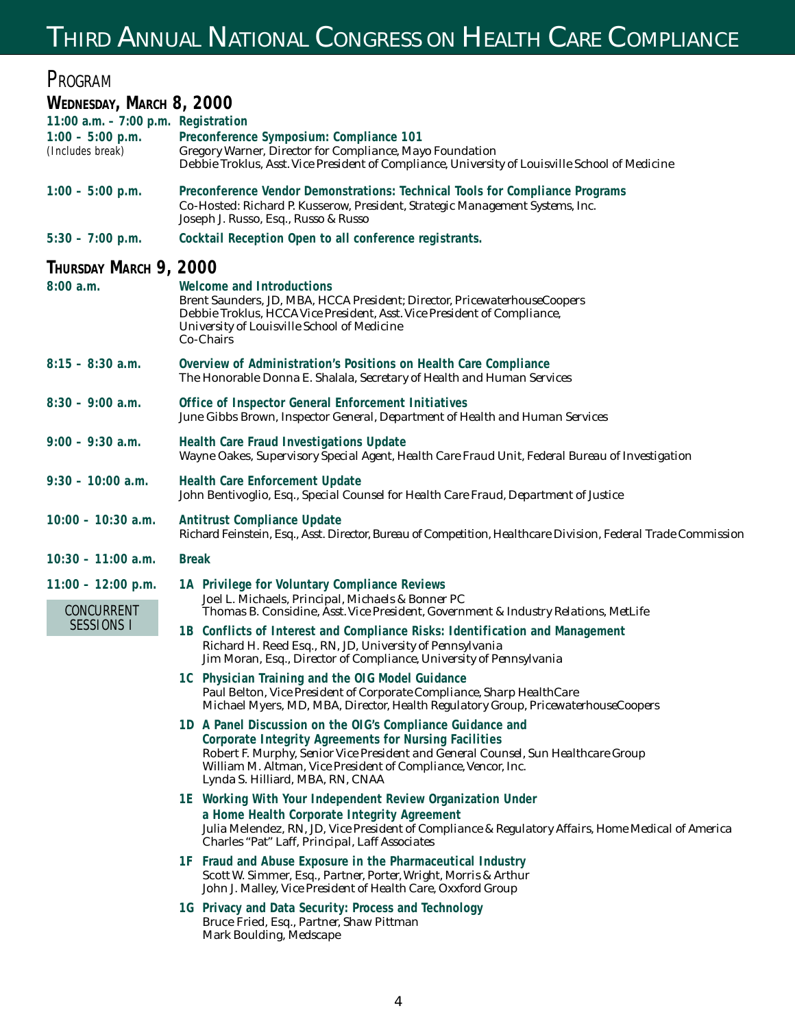# Third Annual National Congress on Health Care Compliance

## Program

### Wednesday, March 8, 2000

**11:00 a.m. – 7:00 p.m.** **Registration**

**1:00 – 5:00 p.m.** (Includes break)
**Preconference Symposium: Compliance 101**
*Gregory Warner, Director for Compliance, Mayo Foundation*
*Debbie Troklus, Asst. Vice President of Compliance, University of Louisville School of Medicine*

**1:00 – 5:00 p.m.**
**Preconference Vendor Demonstrations: Technical Tools for Compliance Programs**
*Co-Hosted: Richard P. Kusserow, President, Strategic Management Systems, Inc.*
*Joseph J. Russo, Esq., Russo & Russo*

**5:30 – 7:00 p.m.**
**Cocktail Reception Open to all conference registrants.**

### Thursday March 9, 2000

**8:00 a.m.**
**Welcome and Introductions**
*Brent Saunders, JD, MBA, HCCA President; Director, PricewaterhouseCoopers*
*Debbie Troklus, HCCA Vice President, Asst. Vice President of Compliance, University of Louisville School of Medicine*
*Co-Chairs*

**8:15 – 8:30 a.m.**
**Overview of Administration's Positions on Health Care Compliance**
*The Honorable Donna E. Shalala, Secretary of Health and Human Services*

**8:30 – 9:00 a.m.**
**Office of Inspector General Enforcement Initiatives**
*June Gibbs Brown, Inspector General, Department of Health and Human Services*

**9:00 – 9:30 a.m.**
**Health Care Fraud Investigations Update**
*Wayne Oakes, Supervisory Special Agent, Health Care Fraud Unit, Federal Bureau of Investigation*

**9:30 – 10:00 a.m.**
**Health Care Enforcement Update**
*John Bentivoglio, Esq., Special Counsel for Health Care Fraud, Department of Justice*

**10:00 – 10:30 a.m.**
**Antitrust Compliance Update**
*Richard Feinstein, Esq., Asst. Director, Bureau of Competition, Healthcare Division, Federal Trade Commission*

**10:30 – 11:00 a.m.**
**Break**

**11:00 – 12:00 p.m.**

CONCURRENT SESSIONS I

**1A Privilege for Voluntary Compliance Reviews**
*Joel L. Michaels, Principal, Michaels & Bonner PC*
*Thomas B. Considine, Asst. Vice President, Government & Industry Relations, MetLife*

**1B Conflicts of Interest and Compliance Risks: Identification and Management**
*Richard H. Reed Esq., RN, JD, University of Pennsylvania*
*Jim Moran, Esq., Director of Compliance, University of Pennsylvania*

**1C Physician Training and the OIG Model Guidance**
*Paul Belton, Vice President of Corporate Compliance, Sharp HealthCare*
*Michael Myers, MD, MBA, Director, Health Regulatory Group, PricewaterhouseCoopers*

**1D A Panel Discussion on the OIG's Compliance Guidance and Corporate Integrity Agreements for Nursing Facilities**
*Robert F. Murphy, Senior Vice President and General Counsel, Sun Healthcare Group*
*William M. Altman, Vice President of Compliance, Vencor, Inc.*
*Lynda S. Hilliard, MBA, RN, CNAA*

**1E Working With Your Independent Review Organization Under a Home Health Corporate Integrity Agreement**
*Julia Melendez, RN, JD, Vice President of Compliance & Regulatory Affairs, Home Medical of America*
*Charles "Pat" Laff, Principal, Laff Associates*

**1F Fraud and Abuse Exposure in the Pharmaceutical Industry**
*Scott W. Simmer, Esq., Partner, Porter, Wright, Morris & Arthur*
*John J. Malley, Vice President of Health Care, Oxxford Group*

**1G Privacy and Data Security: Process and Technology**
*Bruce Fried, Esq., Partner, Shaw Pittman*
*Mark Boulding, Medscape*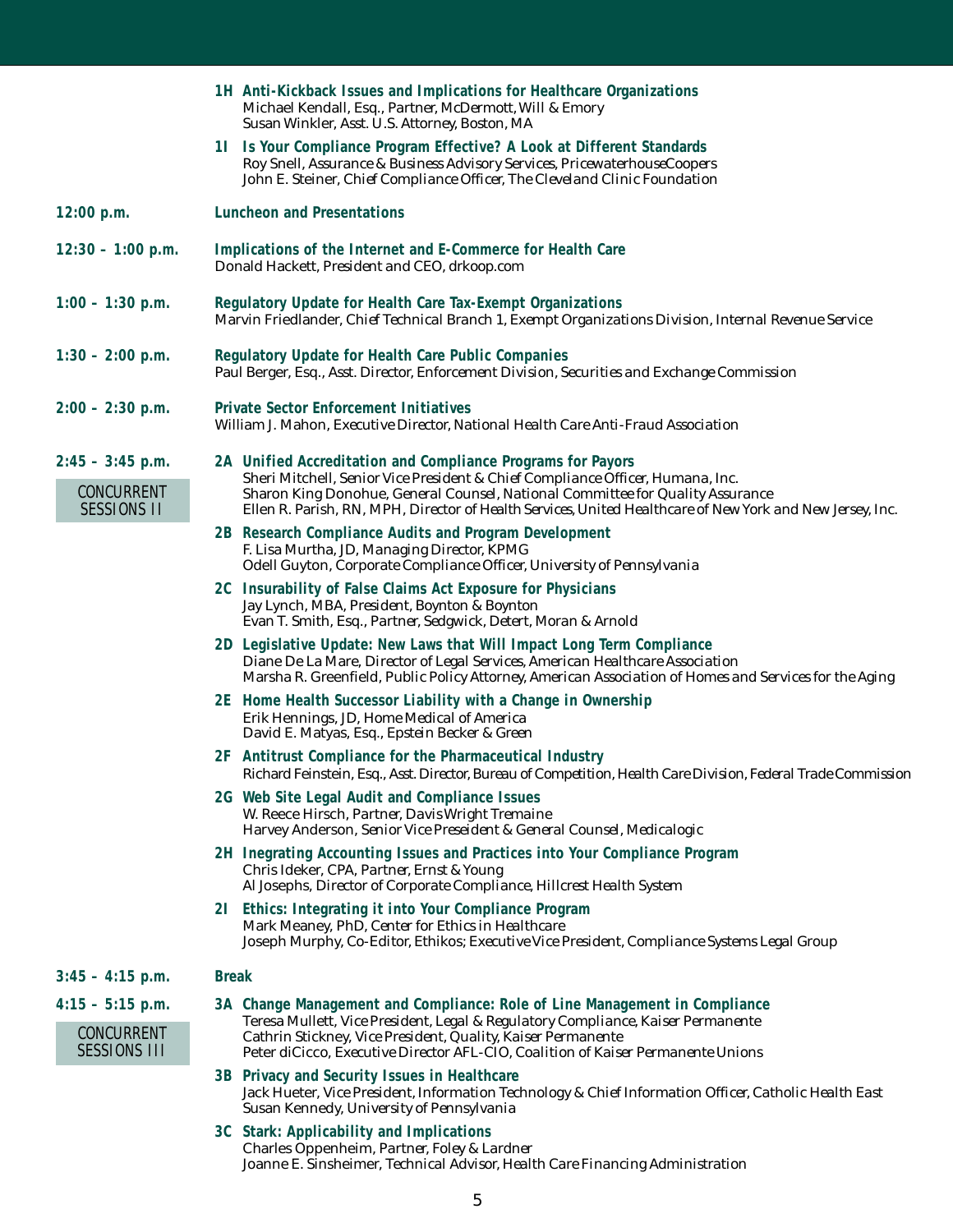**1H Anti-Kickback Issues and Implications for Healthcare Organizations**
Michael Kendall, Esq., Partner, McDermott, Will & Emory
Susan Winkler, Asst. U.S. Attorney, Boston, MA

**1I Is Your Compliance Program Effective? A Look at Different Standards**
Roy Snell, Assurance & Business Advisory Services, PricewaterhouseCoopers
John E. Steiner, Chief Compliance Officer, The Cleveland Clinic Foundation

**12:00 p.m.** — **Luncheon and Presentations**

**12:30 – 1:00 p.m.** — **Implications of the Internet and E-Commerce for Health Care**
Donald Hackett, President and CEO, drkoop.com

**1:00 – 1:30 p.m.** — **Regulatory Update for Health Care Tax-Exempt Organizations**
Marvin Friedlander, Chief Technical Branch 1, Exempt Organizations Division, Internal Revenue Service

**1:30 – 2:00 p.m.** — **Regulatory Update for Health Care Public Companies**
Paul Berger, Esq., Asst. Director, Enforcement Division, Securities and Exchange Commission

**2:00 – 2:30 p.m.** — **Private Sector Enforcement Initiatives**
William J. Mahon, Executive Director, National Health Care Anti-Fraud Association

**2:45 – 3:45 p.m.**

CONCURRENT SESSIONS II

**2A Unified Accreditation and Compliance Programs for Payors**
Sheri Mitchell, Senior Vice President & Chief Compliance Officer, Humana, Inc.
Sharon King Donohue, General Counsel, National Committee for Quality Assurance
Ellen R. Parish, RN, MPH, Director of Health Services, United Healthcare of New York and New Jersey, Inc.

**2B Research Compliance Audits and Program Development**
F. Lisa Murtha, JD, Managing Director, KPMG
Odell Guyton, Corporate Compliance Officer, University of Pennsylvania

**2C Insurability of False Claims Act Exposure for Physicians**
Jay Lynch, MBA, President, Boynton & Boynton
Evan T. Smith, Esq., Partner, Sedgwick, Detert, Moran & Arnold

**2D Legislative Update: New Laws that Will Impact Long Term Compliance**
Diane De La Mare, Director of Legal Services, American Healthcare Association
Marsha R. Greenfield, Public Policy Attorney, American Association of Homes and Services for the Aging

**2E Home Health Successor Liability with a Change in Ownership**
Erik Hennings, JD, Home Medical of America
David E. Matyas, Esq., Epstein Becker & Green

**2F Antitrust Compliance for the Pharmaceutical Industry**
Richard Feinstein, Esq., Asst. Director, Bureau of Competition, Health Care Division, Federal Trade Commission

**2G Web Site Legal Audit and Compliance Issues**
W. Reece Hirsch, Partner, Davis Wright Tremaine
Harvey Anderson, Senior Vice Preseident & General Counsel, Medicalogic

**2H Inegrating Accounting Issues and Practices into Your Compliance Program**
Chris Ideker, CPA, Partner, Ernst & Young
Al Josephs, Director of Corporate Compliance, Hillcrest Health System

**2I Ethics: Integrating it into Your Compliance Program**
Mark Meaney, PhD, Center for Ethics in Healthcare
Joseph Murphy, Co-Editor, Ethikos; Executive Vice President, Compliance Systems Legal Group

**3:45 – 4:15 p.m.** — **Break**

**4:15 – 5:15 p.m.**

CONCURRENT SESSIONS III

**3A Change Management and Compliance: Role of Line Management in Compliance**
Teresa Mullett, Vice President, Legal & Regulatory Compliance, Kaiser Permanente
Cathrin Stickney, Vice President, Quality, Kaiser Permanente
Peter diCicco, Executive Director AFL-CIO, Coalition of Kaiser Permanente Unions

**3B Privacy and Security Issues in Healthcare**
Jack Hueter, Vice President, Information Technology & Chief Information Officer, Catholic Health East
Susan Kennedy, University of Pennsylvania

**3C Stark: Applicability and Implications**
Charles Oppenheim, Partner, Foley & Lardner
Joanne E. Sinsheimer, Technical Advisor, Health Care Financing Administration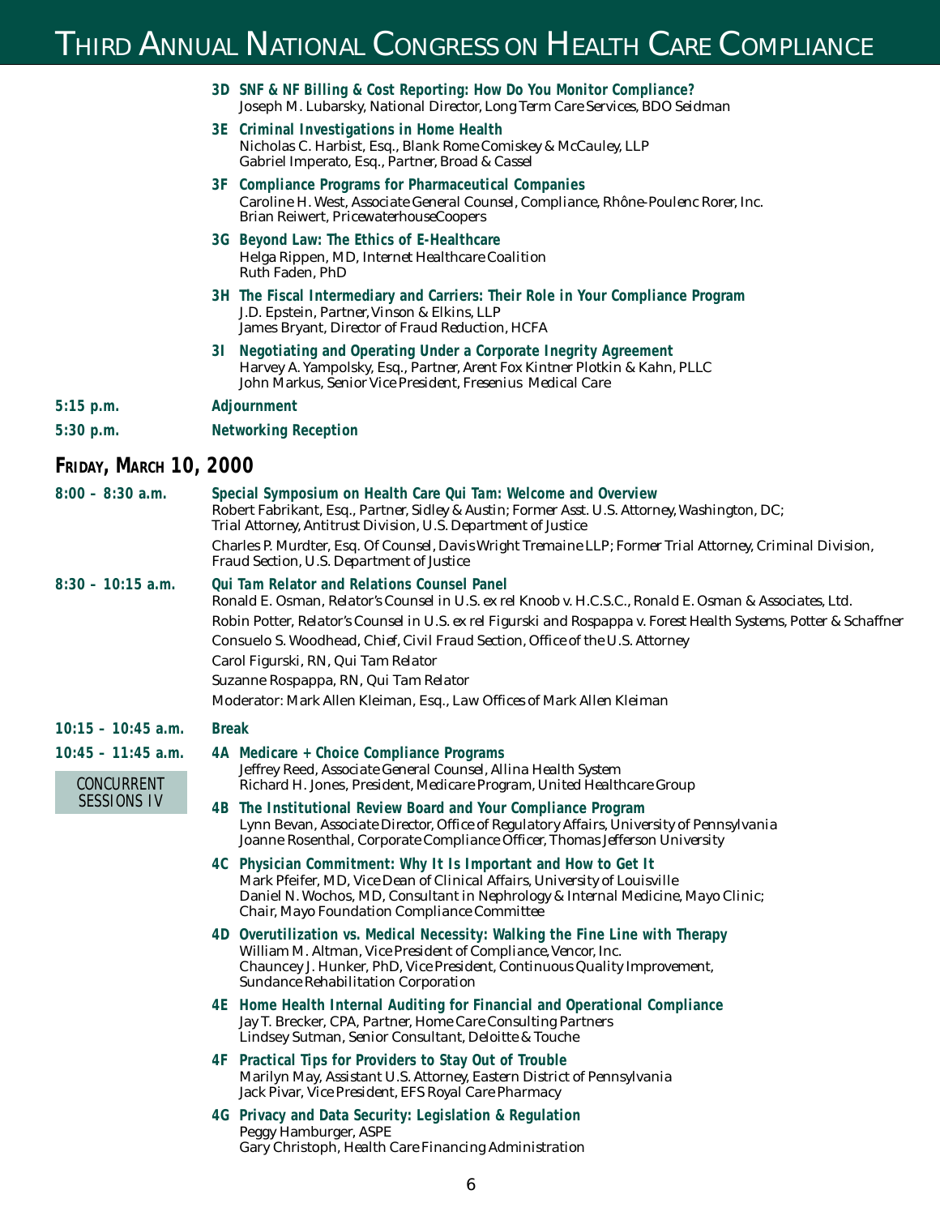# Third Annual National Congress on Health Care Compliance

**3D SNF & NF Billing & Cost Reporting: How Do You Monitor Compliance?**
Joseph M. Lubarsky, National Director, Long Term Care Services, BDO Seidman

**3E Criminal Investigations in Home Health**
Nicholas C. Harbist, Esq., Blank Rome Comiskey & McCauley, LLP
Gabriel Imperato, Esq., Partner, Broad & Cassel

**3F Compliance Programs for Pharmaceutical Companies**
Caroline H. West, Associate General Counsel, Compliance, Rhône-Poulenc Rorer, Inc.
Brian Reiwert, PricewaterhouseCoopers

**3G Beyond Law: The Ethics of E-Healthcare**
Helga Rippen, MD, Internet Healthcare Coalition
Ruth Faden, PhD

**3H The Fiscal Intermediary and Carriers: Their Role in Your Compliance Program**
J.D. Epstein, Partner, Vinson & Elkins, LLP
James Bryant, Director of Fraud Reduction, HCFA

**3I Negotiating and Operating Under a Corporate Inegrity Agreement**
Harvey A. Yampolsky, Esq., Partner, Arent Fox Kintner Plotkin & Kahn, PLLC
John Markus, Senior Vice President, Fresenius Medical Care

**5:15 p.m.** — **Adjournment**

**5:30 p.m.** — **Networking Reception**

## Friday, March 10, 2000

**8:00 – 8:30 a.m.** — **Special Symposium on Health Care Qui Tam: Welcome and Overview**
Robert Fabrikant, Esq., Partner, Sidley & Austin; Former Asst. U.S. Attorney, Washington, DC; Trial Attorney, Antitrust Division, U.S. Department of Justice

Charles P. Murdter, Esq. Of Counsel, Davis Wright Tremaine LLP; Former Trial Attorney, Criminal Division, Fraud Section, U.S. Department of Justice

**8:30 – 10:15 a.m.** — **Qui Tam Relator and Relations Counsel Panel**
Ronald E. Osman, Relator's Counsel in U.S. ex rel Knoob v. H.C.S.C., Ronald E. Osman & Associates, Ltd.

Robin Potter, Relator's Counsel in U.S. ex rel Figurski and Rospappa v. Forest Health Systems, Potter & Schaffner

Consuelo S. Woodhead, Chief, Civil Fraud Section, Office of the U.S. Attorney

Carol Figurski, RN, Qui Tam Relator

Suzanne Rospappa, RN, Qui Tam Relator

Moderator: Mark Allen Kleiman, Esq., Law Offices of Mark Allen Kleiman

**10:15 – 10:45 a.m.** — **Break**

**10:45 – 11:45 a.m.** — CONCURRENT SESSIONS IV

**4A Medicare + Choice Compliance Programs**
Jeffrey Reed, Associate General Counsel, Allina Health System
Richard H. Jones, President, Medicare Program, United Healthcare Group

**4B The Institutional Review Board and Your Compliance Program**
Lynn Bevan, Associate Director, Office of Regulatory Affairs, University of Pennsylvania
Joanne Rosenthal, Corporate Compliance Officer, Thomas Jefferson University

**4C Physician Commitment: Why It Is Important and How to Get It**
Mark Pfeifer, MD, Vice Dean of Clinical Affairs, University of Louisville
Daniel N. Wochos, MD, Consultant in Nephrology & Internal Medicine, Mayo Clinic; Chair, Mayo Foundation Compliance Committee

**4D Overutilization vs. Medical Necessity: Walking the Fine Line with Therapy**
William M. Altman, Vice President of Compliance, Vencor, Inc.
Chauncey J. Hunker, PhD, Vice President, Continuous Quality Improvement, Sundance Rehabilitation Corporation

**4E Home Health Internal Auditing for Financial and Operational Compliance**
Jay T. Brecker, CPA, Partner, Home Care Consulting Partners
Lindsey Sutman, Senior Consultant, Deloitte & Touche

**4F Practical Tips for Providers to Stay Out of Trouble**
Marilyn May, Assistant U.S. Attorney, Eastern District of Pennsylvania
Jack Pivar, Vice President, EFS Royal Care Pharmacy

**4G Privacy and Data Security: Legislation & Regulation**
Peggy Hamburger, ASPE
Gary Christoph, Health Care Financing Administration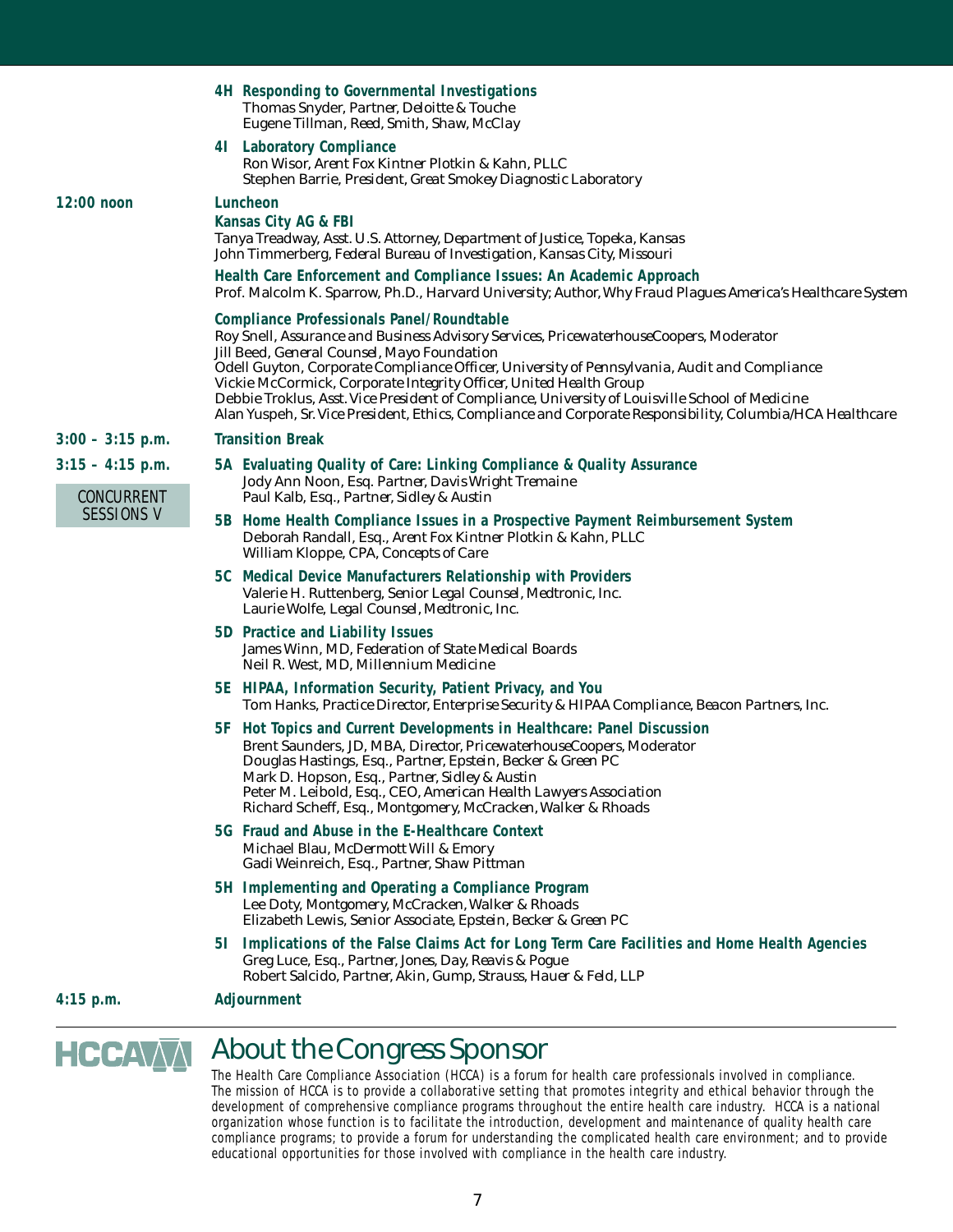**4H Responding to Governmental Investigations**
Thomas Snyder, Partner, Deloitte & Touche
Eugene Tillman, Reed, Smith, Shaw, McClay

**4I Laboratory Compliance**
Ron Wisor, Arent Fox Kintner Plotkin & Kahn, PLLC
Stephen Barrie, President, Great Smokey Diagnostic Laboratory

**12:00 noon** — **Luncheon**

**Kansas City AG & FBI**
Tanya Treadway, Asst. U.S. Attorney, Department of Justice, Topeka, Kansas
John Timmerberg, Federal Bureau of Investigation, Kansas City, Missouri

**Health Care Enforcement and Compliance Issues: An Academic Approach**
Prof. Malcolm K. Sparrow, Ph.D., Harvard University; Author, Why Fraud Plagues America's Healthcare System

**Compliance Professionals Panel/Roundtable**
Roy Snell, Assurance and Business Advisory Services, PricewaterhouseCoopers, Moderator
Jill Beed, General Counsel, Mayo Foundation
Odell Guyton, Corporate Compliance Officer, University of Pennsylvania, Audit and Compliance
Vickie McCormick, Corporate Integrity Officer, United Health Group
Debbie Troklus, Asst. Vice President of Compliance, University of Louisville School of Medicine
Alan Yuspeh, Sr. Vice President, Ethics, Compliance and Corporate Responsibility, Columbia/HCA Healthcare

**3:00 – 3:15 p.m.** — **Transition Break**

**3:15 – 4:15 p.m.**

CONCURRENT SESSIONS V

**5A Evaluating Quality of Care: Linking Compliance & Quality Assurance**
Jody Ann Noon, Esq. Partner, Davis Wright Tremaine
Paul Kalb, Esq., Partner, Sidley & Austin

**5B Home Health Compliance Issues in a Prospective Payment Reimbursement System**
Deborah Randall, Esq., Arent Fox Kintner Plotkin & Kahn, PLLC
William Kloppe, CPA, Concepts of Care

**5C Medical Device Manufacturers Relationship with Providers**
Valerie H. Ruttenberg, Senior Legal Counsel, Medtronic, Inc.
Laurie Wolfe, Legal Counsel, Medtronic, Inc.

**5D Practice and Liability Issues**
James Winn, MD, Federation of State Medical Boards
Neil R. West, MD, Millennium Medicine

**5E HIPAA, Information Security, Patient Privacy, and You**
Tom Hanks, Practice Director, Enterprise Security & HIPAA Compliance, Beacon Partners, Inc.

**5F Hot Topics and Current Developments in Healthcare: Panel Discussion**
Brent Saunders, JD, MBA, Director, PricewaterhouseCoopers, Moderator
Douglas Hastings, Esq., Partner, Epstein, Becker & Green PC
Mark D. Hopson, Esq., Partner, Sidley & Austin
Peter M. Leibold, Esq., CEO, American Health Lawyers Association
Richard Scheff, Esq., Montgomery, McCracken, Walker & Rhoads

**5G Fraud and Abuse in the E-Healthcare Context**
Michael Blau, McDermott Will & Emory
Gadi Weinreich, Esq., Partner, Shaw Pittman

**5H Implementing and Operating a Compliance Program**
Lee Doty, Montgomery, McCracken, Walker & Rhoads
Elizabeth Lewis, Senior Associate, Epstein, Becker & Green PC

**5I Implications of the False Claims Act for Long Term Care Facilities and Home Health Agencies**
Greg Luce, Esq., Partner, Jones, Day, Reavis & Pogue
Robert Salcido, Partner, Akin, Gump, Strauss, Hauer & Feld, LLP

**4:15 p.m.** — **Adjournment**

HCCA

## About the Congress Sponsor

The Health Care Compliance Association (HCCA) is a forum for health care professionals involved in compliance. The mission of HCCA is to provide a collaborative setting that promotes integrity and ethical behavior through the development of comprehensive compliance programs throughout the entire health care industry. HCCA is a national organization whose function is to facilitate the introduction, development and maintenance of quality health care compliance programs; to provide a forum for understanding the complicated health care environment; and to provide educational opportunities for those involved with compliance in the health care industry.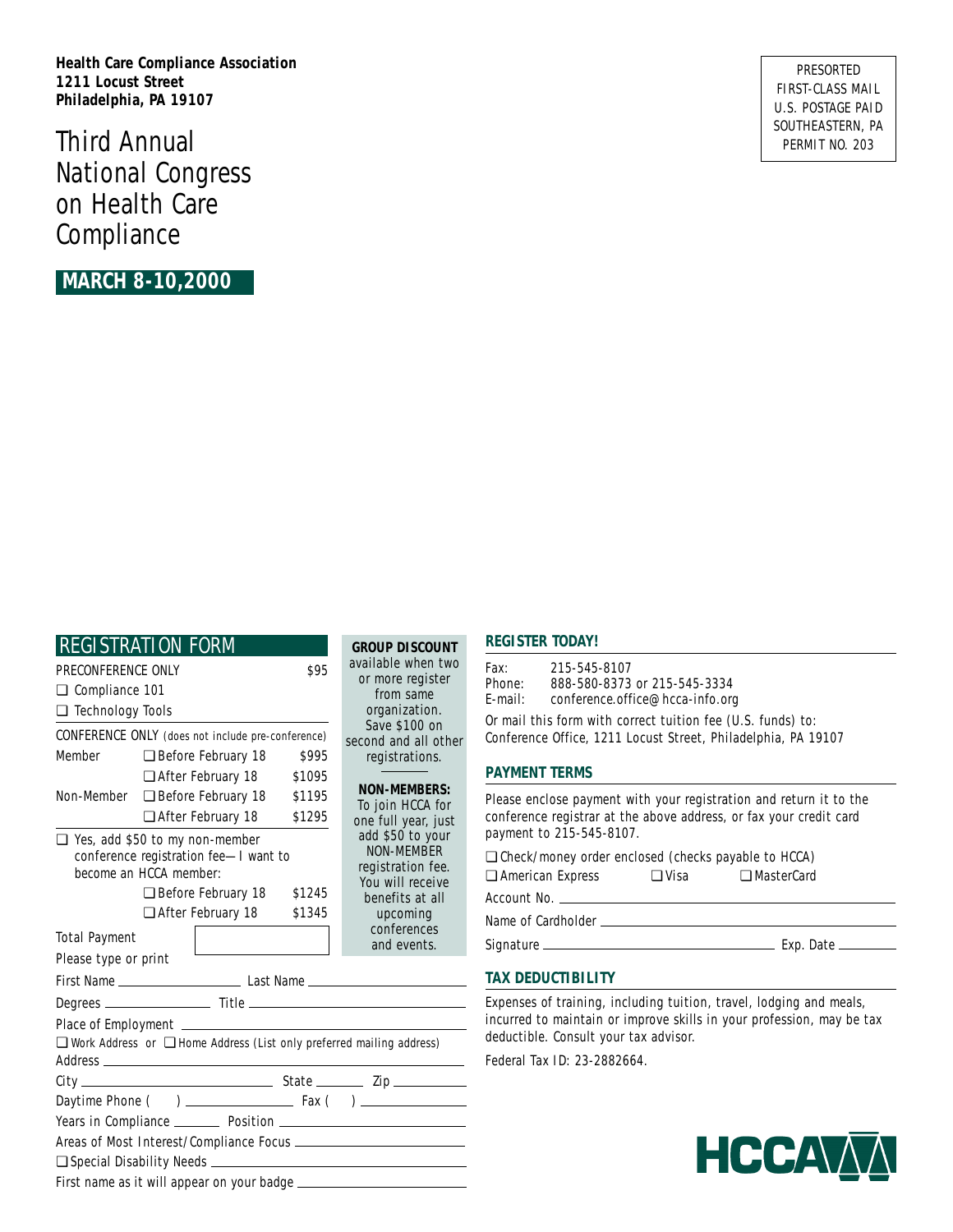**Health Care Compliance Association**
**1211 Locust Street**
**Philadelphia, PA 19107**

PRESORTED
FIRST-CLASS MAIL
U.S. POSTAGE PAID
SOUTHEASTERN, PA
PERMIT NO. 203

# Third Annual National Congress on Health Care Compliance

**MARCH 8-10,2000**

## REGISTRATION FORM

PRECONFERENCE ONLY $95

❑ Compliance 101

❑ Technology Tools

CONFERENCE ONLY (does not include pre-conference)

| | | |
|---|---|---|
| Member | ❑ Before February 18 | $995 |
| | ❑ After February 18 | $1095 |
| Non-Member | ❑ Before February 18 | $1195 |
| | ❑ After February 18 | $1295 |

❑ Yes, add $50 to my non-member conference registration fee—I want to become an HCCA member:

| | |
|---|---|
| ❑ Before February 18 | $1245 |
| ❑ After February 18 | $1345 |

Total Payment

Please type or print

First Name ____________ Last Name ____________

Degrees ____________ Title ____________

Place of Employment ____________

❑ Work Address or ❑ Home Address (List only preferred mailing address)

Address ____________

City ____________ State ________ Zip ________

Daytime Phone ( ) ____________ Fax ( ) ____________

Years in Compliance ________ Position ____________

Areas of Most Interest/Compliance Focus ____________

❑ Special Disability Needs ____________

First name as it will appear on your badge ____________

**GROUP DISCOUNT** available when two or more register from same organization. Save $100 on second and all other registrations.

**NON-MEMBERS:** To join HCCA for one full year, just add $50 to your NON-MEMBER registration fee. You will receive benefits at all upcoming conferences and events.

### REGISTER TODAY!

Fax: 215-545-8107
Phone: 888-580-8373 or 215-545-3334
E-mail: conference.office@hcca-info.org

Or mail this form with correct tuition fee (U.S. funds) to: Conference Office, 1211 Locust Street, Philadelphia, PA 19107

### PAYMENT TERMS

Please enclose payment with your registration and return it to the conference registrar at the above address, or fax your credit card payment to 215-545-8107.

❑ Check/money order enclosed (checks payable to HCCA)

❑ American Express ❑ Visa ❑ MasterCard

Account No. ____________

Name of Cardholder ____________

Signature ____________ Exp. Date ________

### TAX DEDUCTIBILITY

Expenses of training, including tuition, travel, lodging and meals, incurred to maintain or improve skills in your profession, may be tax deductible. Consult your tax advisor.

Federal Tax ID: 23-2882664.

HCCA